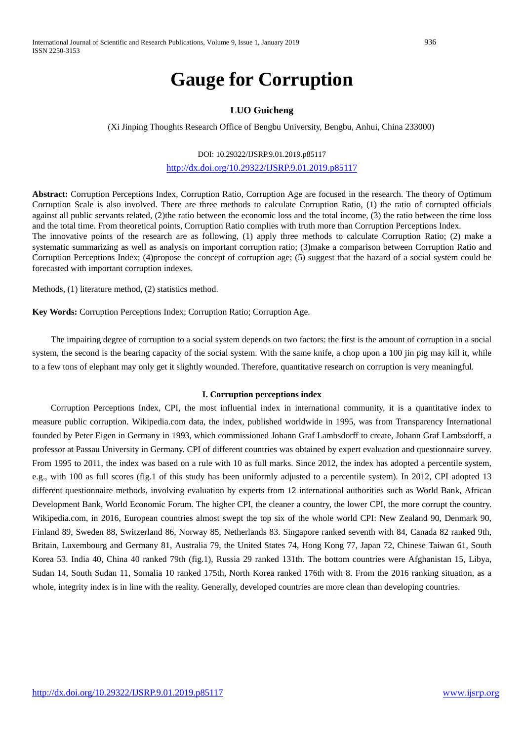# Gauge for Corruption

**LUO Guicheng**

(Xi Jinping Thoughts Research Office of Bengbu University, Bengbu, Anhui, China 233000)

DOI: 10.29322/IJSRP.9.01.2019.p85117

http://dx.doi.org/10.29322/IJSRP.9.01.2019.p85117

**Abstract:** Corruption Perceptions Index, Corruption Ratio, Corruption Age are focused in the research. The theory of Optimum Corruption Scale is also involved. There are three methods to calculate Corruption Ratio, (1) the ratio of corrupted officials against all public servants related, (2)the ratio between the economic loss and the total income, (3) the ratio between the time loss and the total time. From theoretical points, Corruption Ratio complies with truth more than Corruption Perceptions Index.
The innovative points of the research are as following, (1) apply three methods to calculate Corruption Ratio; (2) make a systematic summarizing as well as analysis on important corruption ratio; (3)make a comparison between Corruption Ratio and Corruption Perceptions Index; (4)propose the concept of corruption age; (5) suggest that the hazard of a social system could be forecasted with important corruption indexes.

Methods, (1) literature method, (2) statistics method.

**Key Words:** Corruption Perceptions Index; Corruption Ratio; Corruption Age.

The impairing degree of corruption to a social system depends on two factors: the first is the amount of corruption in a social system, the second is the bearing capacity of the social system. With the same knife, a chop upon a 100 jin pig may kill it, while to a few tons of elephant may only get it slightly wounded. Therefore, quantitative research on corruption is very meaningful.

## I. Corruption perceptions index

Corruption Perceptions Index, CPI, the most influential index in international community, it is a quantitative index to measure public corruption. Wikipedia.com data, the index, published worldwide in 1995, was from Transparency International founded by Peter Eigen in Germany in 1993, which commissioned Johann Graf Lambsdorff to create, Johann Graf Lambsdorff, a professor at Passau University in Germany. CPI of different countries was obtained by expert evaluation and questionnaire survey. From 1995 to 2011, the index was based on a rule with 10 as full marks. Since 2012, the index has adopted a percentile system, e.g., with 100 as full scores (fig.1 of this study has been uniformly adjusted to a percentile system). In 2012, CPI adopted 13 different questionnaire methods, involving evaluation by experts from 12 international authorities such as World Bank, African Development Bank, World Economic Forum. The higher CPI, the cleaner a country, the lower CPI, the more corrupt the country. Wikipedia.com, in 2016, European countries almost swept the top six of the whole world CPI: New Zealand 90, Denmark 90, Finland 89, Sweden 88, Switzerland 86, Norway 85, Netherlands 83. Singapore ranked seventh with 84, Canada 82 ranked 9th, Britain, Luxembourg and Germany 81, Australia 79, the United States 74, Hong Kong 77, Japan 72, Chinese Taiwan 61, South Korea 53. India 40, China 40 ranked 79th (fig.1), Russia 29 ranked 131th. The bottom countries were Afghanistan 15, Libya, Sudan 14, South Sudan 11, Somalia 10 ranked 175th, North Korea ranked 176th with 8. From the 2016 ranking situation, as a whole, integrity index is in line with the reality. Generally, developed countries are more clean than developing countries.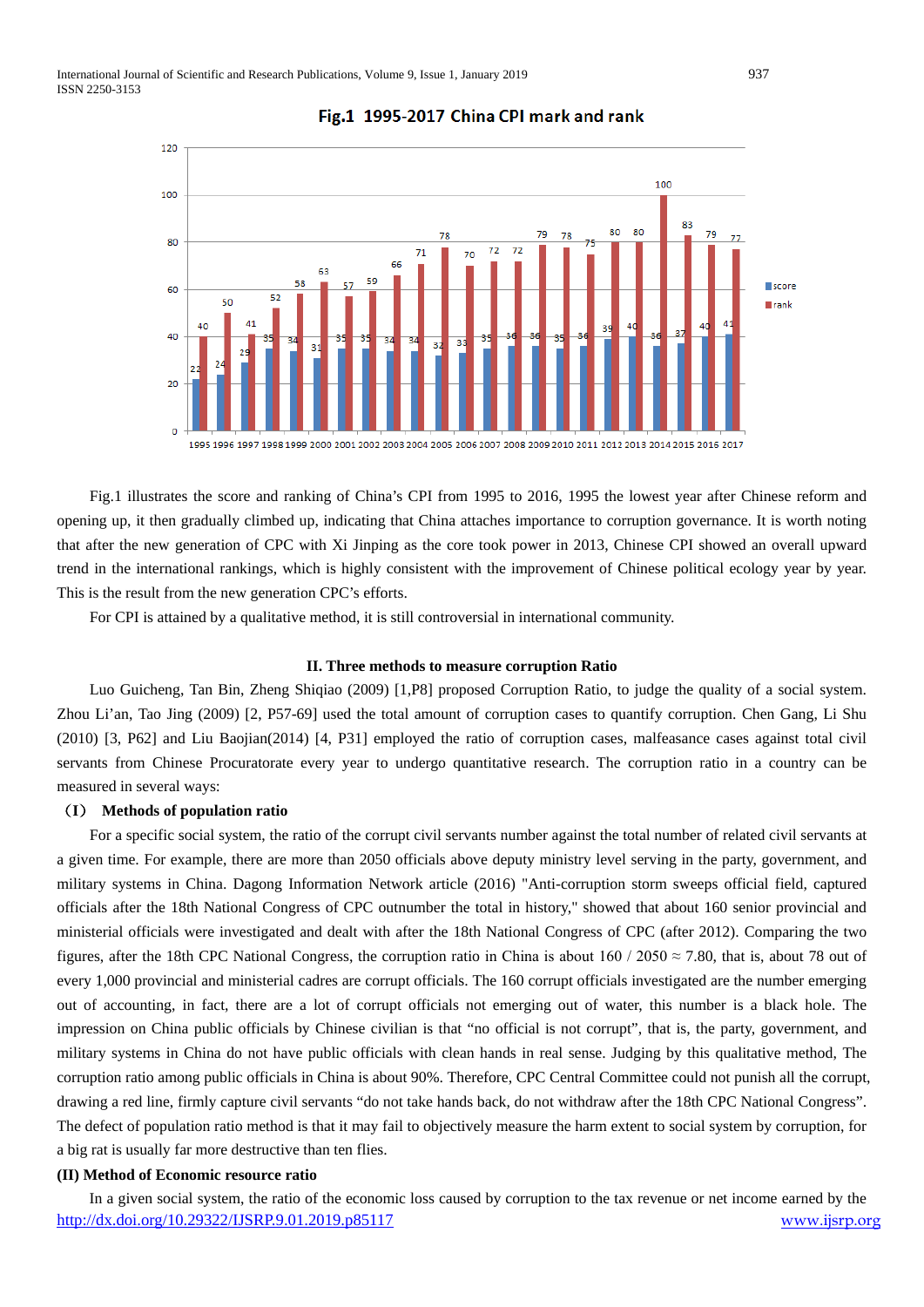Fig.1 1995-2017 China CPI mark and rank

120
100
80
60
40
20
0

score
rank

1995 1996 1997 1998 1999 2000 2001 2002 2003 2004 2005 2006 2007 2008 2009 2010 2011 2012 2013 2014 2015 2016 2017

22 24 29 35 34 31 35 35 34 34 32 33 35 36 36 35 36 39 40 36 37 40 41

40 50 41 52 58 63 57 59 66 71 78 70 72 72 79 78 75 80 80 100 83 79 77

Fig.1 illustrates the score and ranking of China's CPI from 1995 to 2016, 1995 the lowest year after Chinese reform and opening up, it then gradually climbed up, indicating that China attaches importance to corruption governance. It is worth noting that after the new generation of CPC with Xi Jinping as the core took power in 2013, Chinese CPI showed an overall upward trend in the international rankings, which is highly consistent with the improvement of Chinese political ecology year by year. This is the result from the new generation CPC's efforts.

For CPI is attained by a qualitative method, it is still controversial in international community.

## II. Three methods to measure corruption Ratio

Luo Guicheng, Tan Bin, Zheng Shiqiao (2009) [1,P8] proposed Corruption Ratio, to judge the quality of a social system. Zhou Li'an, Tao Jing (2009) [2, P57-69] used the total amount of corruption cases to quantify corruption. Chen Gang, Li Shu (2010) [3, P62] and Liu Baojian(2014) [4, P31] employed the ratio of corruption cases, malfeasance cases against total civil servants from Chinese Procuratorate every year to undergo quantitative research. The corruption ratio in a country can be measured in several ways:

### （I） Methods of population ratio

For a specific social system, the ratio of the corrupt civil servants number against the total number of related civil servants at a given time. For example, there are more than 2050 officials above deputy ministry level serving in the party, government, and military systems in China. Dagong Information Network article (2016) "Anti-corruption storm sweeps official field, captured officials after the 18th National Congress of CPC outnumber the total in history," showed that about 160 senior provincial and ministerial officials were investigated and dealt with after the 18th National Congress of CPC (after 2012). Comparing the two figures, after the 18th CPC National Congress, the corruption ratio in China is about 160 / 2050 ≈ 7.80, that is, about 78 out of every 1,000 provincial and ministerial cadres are corrupt officials. The 160 corrupt officials investigated are the number emerging out of accounting, in fact, there are a lot of corrupt officials not emerging out of water, this number is a black hole. The impression on China public officials by Chinese civilian is that "no official is not corrupt", that is, the party, government, and military systems in China do not have public officials with clean hands in real sense. Judging by this qualitative method, The corruption ratio among public officials in China is about 90%. Therefore, CPC Central Committee could not punish all the corrupt, drawing a red line, firmly capture civil servants "do not take hands back, do not withdraw after the 18th CPC National Congress". The defect of population ratio method is that it may fail to objectively measure the harm extent to social system by corruption, for a big rat is usually far more destructive than ten flies.

### (II) Method of Economic resource ratio

In a given social system, the ratio of the economic loss caused by corruption to the tax revenue or net income earned by the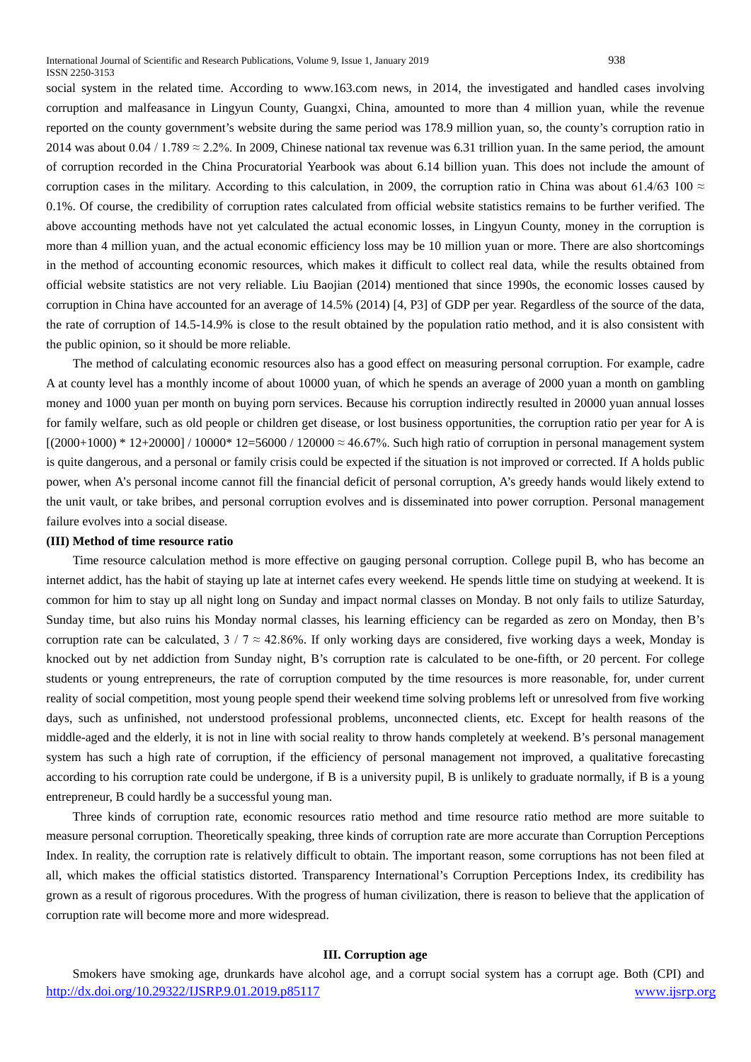social system in the related time. According to www.163.com news, in 2014, the investigated and handled cases involving corruption and malfeasance in Lingyun County, Guangxi, China, amounted to more than 4 million yuan, while the revenue reported on the county government's website during the same period was 178.9 million yuan, so, the county's corruption ratio in 2014 was about $0.04 / 1.789 \approx 2.2\%$. In 2009, Chinese national tax revenue was 6.31 trillion yuan. In the same period, the amount of corruption recorded in the China Procuratorial Yearbook was about 6.14 billion yuan. This does not include the amount of corruption cases in the military. According to this calculation, in 2009, the corruption ratio in China was about 61.4/63 100 ≈ 0.1%. Of course, the credibility of corruption rates calculated from official website statistics remains to be further verified. The above accounting methods have not yet calculated the actual economic losses, in Lingyun County, money in the corruption is more than 4 million yuan, and the actual economic efficiency loss may be 10 million yuan or more. There are also shortcomings in the method of accounting economic resources, which makes it difficult to collect real data, while the results obtained from official website statistics are not very reliable. Liu Baojian (2014) mentioned that since 1990s, the economic losses caused by corruption in China have accounted for an average of 14.5% (2014) [4, P3] of GDP per year. Regardless of the source of the data, the rate of corruption of 14.5-14.9% is close to the result obtained by the population ratio method, and it is also consistent with the public opinion, so it should be more reliable.

The method of calculating economic resources also has a good effect on measuring personal corruption. For example, cadre A at county level has a monthly income of about 10000 yuan, of which he spends an average of 2000 yuan a month on gambling money and 1000 yuan per month on buying porn services. Because his corruption indirectly resulted in 20000 yuan annual losses for family welfare, such as old people or children get disease, or lost business opportunities, the corruption ratio per year for A is $[(2000+1000) * 12+20000] / 10000 * 12=56000 / 120000 \approx 46.67\%$. Such high ratio of corruption in personal management system is quite dangerous, and a personal or family crisis could be expected if the situation is not improved or corrected. If A holds public power, when A's personal income cannot fill the financial deficit of personal corruption, A's greedy hands would likely extend to the unit vault, or take bribes, and personal corruption evolves and is disseminated into power corruption. Personal management failure evolves into a social disease.

**(III) Method of time resource ratio**

Time resource calculation method is more effective on gauging personal corruption. College pupil B, who has become an internet addict, has the habit of staying up late at internet cafes every weekend. He spends little time on studying at weekend. It is common for him to stay up all night long on Sunday and impact normal classes on Monday. B not only fails to utilize Saturday, Sunday time, but also ruins his Monday normal classes, his learning efficiency can be regarded as zero on Monday, then B's corruption rate can be calculated, $3 / 7 \approx 42.86\%$. If only working days are considered, five working days a week, Monday is knocked out by net addiction from Sunday night, B's corruption rate is calculated to be one-fifth, or 20 percent. For college students or young entrepreneurs, the rate of corruption computed by the time resources is more reasonable, for, under current reality of social competition, most young people spend their weekend time solving problems left or unresolved from five working days, such as unfinished, not understood professional problems, unconnected clients, etc. Except for health reasons of the middle-aged and the elderly, it is not in line with social reality to throw hands completely at weekend. B's personal management system has such a high rate of corruption, if the efficiency of personal management not improved, a qualitative forecasting according to his corruption rate could be undergone, if B is a university pupil, B is unlikely to graduate normally, if B is a young entrepreneur, B could hardly be a successful young man.

Three kinds of corruption rate, economic resources ratio method and time resource ratio method are more suitable to measure personal corruption. Theoretically speaking, three kinds of corruption rate are more accurate than Corruption Perceptions Index. In reality, the corruption rate is relatively difficult to obtain. The important reason, some corruptions has not been filed at all, which makes the official statistics distorted. Transparency International's Corruption Perceptions Index, its credibility has grown as a result of rigorous procedures. With the progress of human civilization, there is reason to believe that the application of corruption rate will become more and more widespread.

## III. Corruption age

Smokers have smoking age, drunkards have alcohol age, and a corrupt social system has a corrupt age. Both (CPI) and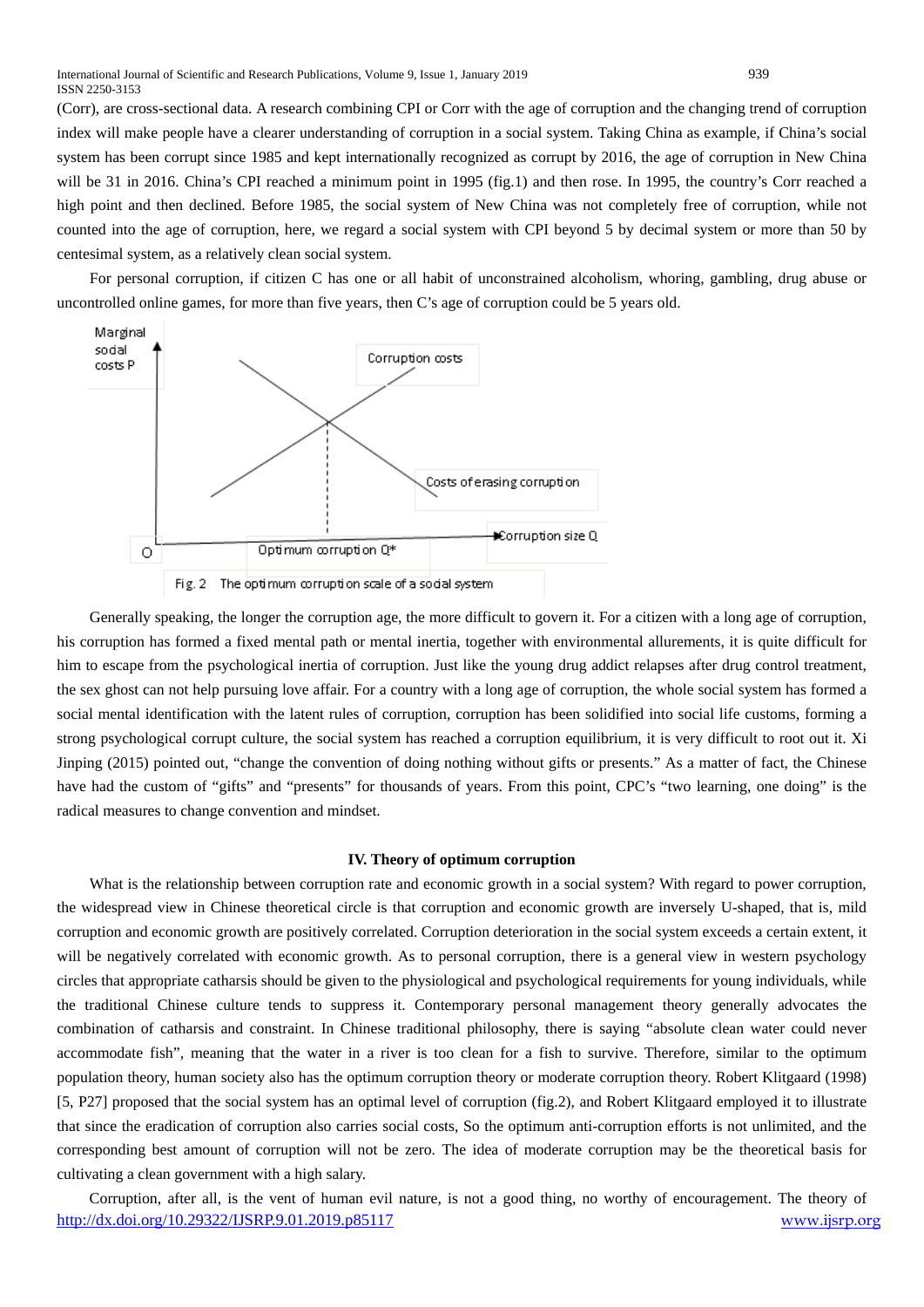(Corr), are cross-sectional data. A research combining CPI or Corr with the age of corruption and the changing trend of corruption index will make people have a clearer understanding of corruption in a social system. Taking China as example, if China's social system has been corrupt since 1985 and kept internationally recognized as corrupt by 2016, the age of corruption in New China will be 31 in 2016. China's CPI reached a minimum point in 1995 (fig.1) and then rose. In 1995, the country's Corr reached a high point and then declined. Before 1985, the social system of New China was not completely free of corruption, while not counted into the age of corruption, here, we regard a social system with CPI beyond 5 by decimal system or more than 50 by centesimal system, as a relatively clean social system.

For personal corruption, if citizen C has one or all habit of unconstrained alcoholism, whoring, gambling, drug abuse or uncontrolled online games, for more than five years, then C's age of corruption could be 5 years old.

Marginal social costs P

Corruption costs

Costs of erasing corruption

Corruption size Q

O

Optimum corruption Q*

Fig. 2 The optimum corruption scale of a social system

Generally speaking, the longer the corruption age, the more difficult to govern it. For a citizen with a long age of corruption, his corruption has formed a fixed mental path or mental inertia, together with environmental allurements, it is quite difficult for him to escape from the psychological inertia of corruption. Just like the young drug addict relapses after drug control treatment, the sex ghost can not help pursuing love affair. For a country with a long age of corruption, the whole social system has formed a social mental identification with the latent rules of corruption, corruption has been solidified into social life customs, forming a strong psychological corrupt culture, the social system has reached a corruption equilibrium, it is very difficult to root out it. Xi Jinping (2015) pointed out, "change the convention of doing nothing without gifts or presents." As a matter of fact, the Chinese have had the custom of "gifts" and "presents" for thousands of years. From this point, CPC's "two learning, one doing" is the radical measures to change convention and mindset.

## IV. Theory of optimum corruption

What is the relationship between corruption rate and economic growth in a social system? With regard to power corruption, the widespread view in Chinese theoretical circle is that corruption and economic growth are inversely U-shaped, that is, mild corruption and economic growth are positively correlated. Corruption deterioration in the social system exceeds a certain extent, it will be negatively correlated with economic growth. As to personal corruption, there is a general view in western psychology circles that appropriate catharsis should be given to the physiological and psychological requirements for young individuals, while the traditional Chinese culture tends to suppress it. Contemporary personal management theory generally advocates the combination of catharsis and constraint. In Chinese traditional philosophy, there is saying "absolute clean water could never accommodate fish", meaning that the water in a river is too clean for a fish to survive. Therefore, similar to the optimum population theory, human society also has the optimum corruption theory or moderate corruption theory. Robert Klitgaard (1998) [5, P27] proposed that the social system has an optimal level of corruption (fig.2), and Robert Klitgaard employed it to illustrate that since the eradication of corruption also carries social costs, So the optimum anti-corruption efforts is not unlimited, and the corresponding best amount of corruption will not be zero. The idea of moderate corruption may be the theoretical basis for cultivating a clean government with a high salary.

Corruption, after all, is the vent of human evil nature, is not a good thing, no worthy of encouragement. The theory of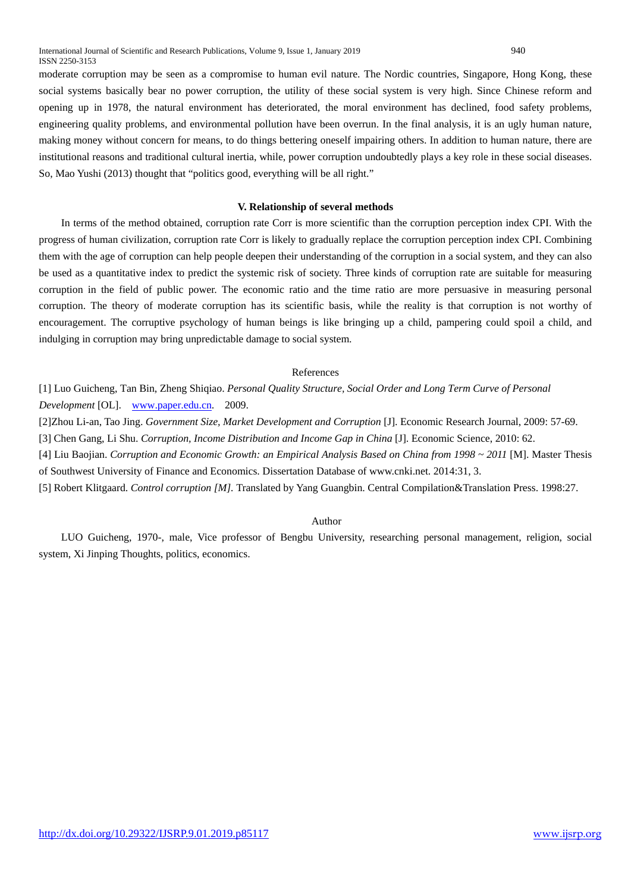moderate corruption may be seen as a compromise to human evil nature. The Nordic countries, Singapore, Hong Kong, these social systems basically bear no power corruption, the utility of these social system is very high. Since Chinese reform and opening up in 1978, the natural environment has deteriorated, the moral environment has declined, food safety problems, engineering quality problems, and environmental pollution have been overrun. In the final analysis, it is an ugly human nature, making money without concern for means, to do things bettering oneself impairing others. In addition to human nature, there are institutional reasons and traditional cultural inertia, while, power corruption undoubtedly plays a key role in these social diseases. So, Mao Yushi (2013) thought that "politics good, everything will be all right."

## V. Relationship of several methods

In terms of the method obtained, corruption rate Corr is more scientific than the corruption perception index CPI. With the progress of human civilization, corruption rate Corr is likely to gradually replace the corruption perception index CPI. Combining them with the age of corruption can help people deepen their understanding of the corruption in a social system, and they can also be used as a quantitative index to predict the systemic risk of society. Three kinds of corruption rate are suitable for measuring corruption in the field of public power. The economic ratio and the time ratio are more persuasive in measuring personal corruption. The theory of moderate corruption has its scientific basis, while the reality is that corruption is not worthy of encouragement. The corruptive psychology of human beings is like bringing up a child, pampering could spoil a child, and indulging in corruption may bring unpredictable damage to social system.

## References

[1] Luo Guicheng, Tan Bin, Zheng Shiqiao. *Personal Quality Structure, Social Order and Long Term Curve of Personal Development* [OL]. www.paper.edu.cn. 2009.

[2]Zhou Li-an, Tao Jing. *Government Size, Market Development and Corruption* [J]. Economic Research Journal, 2009: 57-69.

[3] Chen Gang, Li Shu. *Corruption, Income Distribution and Income Gap in China* [J]. Economic Science, 2010: 62.

[4] Liu Baojian. *Corruption and Economic Growth: an Empirical Analysis Based on China from 1998 ~ 2011* [M]. Master Thesis of Southwest University of Finance and Economics. Dissertation Database of www.cnki.net. 2014:31, 3.

[5] Robert Klitgaard. *Control corruption [M]*. Translated by Yang Guangbin. Central Compilation&Translation Press. 1998:27.

## Author

LUO Guicheng, 1970-, male, Vice professor of Bengbu University, researching personal management, religion, social system, Xi Jinping Thoughts, politics, economics.